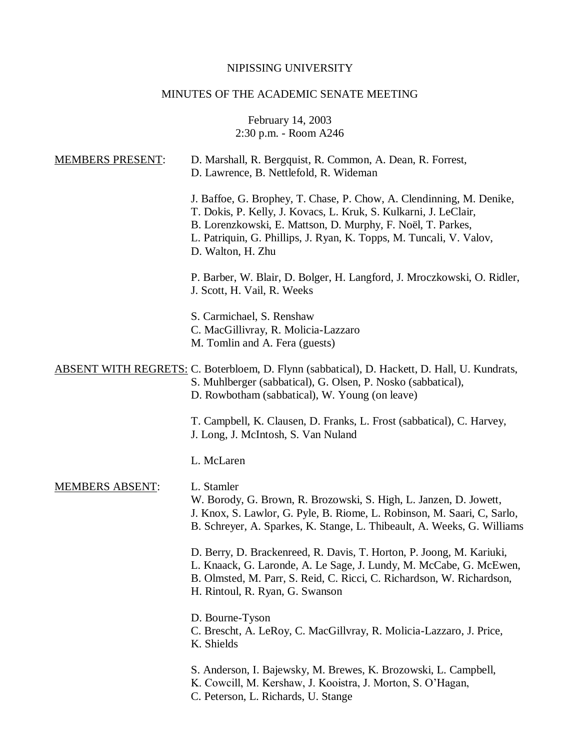NIPISSING UNIVERSITY

MINUTES OF THE ACADEMIC SENATE MEETING

February 14, 2003
2:30 p.m. - Room A246

MEMBERS PRESENT:

D. Marshall, R. Bergquist, R. Common, A. Dean, R. Forrest, D. Lawrence, B. Nettlefold, R. Wideman

J. Baffoe, G. Brophey, T. Chase, P. Chow, A. Clendinning, M. Denike, T. Dokis, P. Kelly, J. Kovacs, L. Kruk, S. Kulkarni, J. LeClair, B. Lorenzkowski, E. Mattson, D. Murphy, F. Noël, T. Parkes, L. Patriquin, G. Phillips, J. Ryan, K. Topps, M. Tuncali, V. Valov, D. Walton, H. Zhu

P. Barber, W. Blair, D. Bolger, H. Langford, J. Mroczkowski, O. Ridler, J. Scott, H. Vail, R. Weeks

S. Carmichael, S. Renshaw
C. MacGillivray, R. Molicia-Lazzaro
M. Tomlin and A. Fera (guests)

ABSENT WITH REGRETS:

C. Boterbloem, D. Flynn (sabbatical), D. Hackett, D. Hall, U. Kundrats, S. Muhlberger (sabbatical), G. Olsen, P. Nosko (sabbatical), D. Rowbotham (sabbatical), W. Young (on leave)

T. Campbell, K. Clausen, D. Franks, L. Frost (sabbatical), C. Harvey, J. Long, J. McIntosh, S. Van Nuland

L. McLaren

MEMBERS ABSENT:

L. Stamler
W. Borody, G. Brown, R. Brozowski, S. High, L. Janzen, D. Jowett, J. Knox, S. Lawlor, G. Pyle, B. Riome, L. Robinson, M. Saari, C, Sarlo, B. Schreyer, A. Sparkes, K. Stange, L. Thibeault, A. Weeks, G. Williams

D. Berry, D. Brackenreed, R. Davis, T. Horton, P. Joong, M. Kariuki, L. Knaack, G. Laronde, A. Le Sage, J. Lundy, M. McCabe, G. McEwen, B. Olmsted, M. Parr, S. Reid, C. Ricci, C. Richardson, W. Richardson, H. Rintoul, R. Ryan, G. Swanson

D. Bourne-Tyson
C. Brescht, A. LeRoy, C. MacGillvray, R. Molicia-Lazzaro, J. Price, K. Shields

S. Anderson, I. Bajewsky, M. Brewes, K. Brozowski, L. Campbell, K. Cowcill, M. Kershaw, J. Kooistra, J. Morton, S. O'Hagan, C. Peterson, L. Richards, U. Stange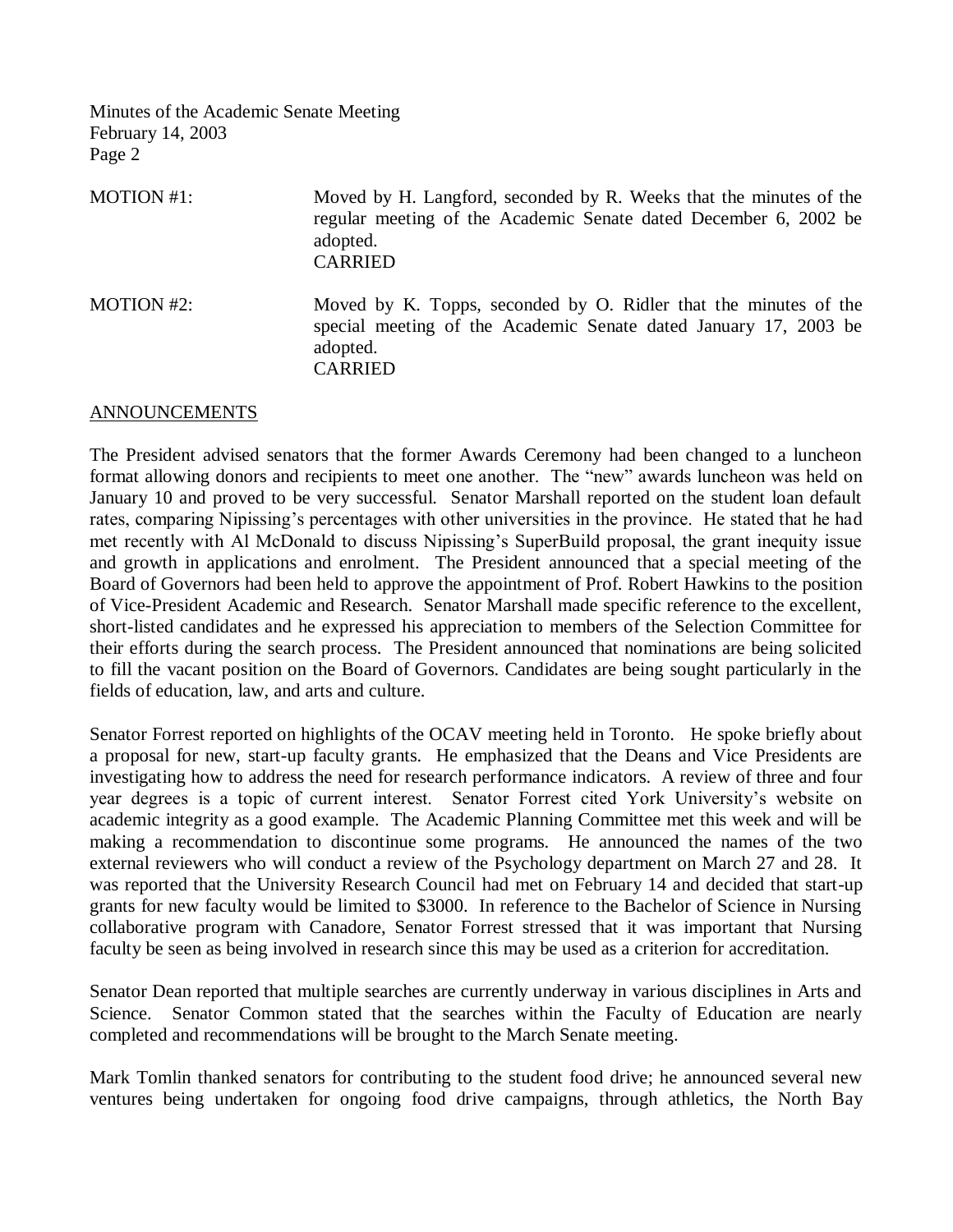MOTION #1: Moved by H. Langford, seconded by R. Weeks that the minutes of the regular meeting of the Academic Senate dated December 6, 2002 be adopted.
CARRIED

MOTION #2: Moved by K. Topps, seconded by O. Ridler that the minutes of the special meeting of the Academic Senate dated January 17, 2003 be adopted.
CARRIED

## ANNOUNCEMENTS

The President advised senators that the former Awards Ceremony had been changed to a luncheon format allowing donors and recipients to meet one another. The "new" awards luncheon was held on January 10 and proved to be very successful. Senator Marshall reported on the student loan default rates, comparing Nipissing's percentages with other universities in the province. He stated that he had met recently with Al McDonald to discuss Nipissing's SuperBuild proposal, the grant inequity issue and growth in applications and enrolment. The President announced that a special meeting of the Board of Governors had been held to approve the appointment of Prof. Robert Hawkins to the position of Vice-President Academic and Research. Senator Marshall made specific reference to the excellent, short-listed candidates and he expressed his appreciation to members of the Selection Committee for their efforts during the search process. The President announced that nominations are being solicited to fill the vacant position on the Board of Governors. Candidates are being sought particularly in the fields of education, law, and arts and culture.

Senator Forrest reported on highlights of the OCAV meeting held in Toronto. He spoke briefly about a proposal for new, start-up faculty grants. He emphasized that the Deans and Vice Presidents are investigating how to address the need for research performance indicators. A review of three and four year degrees is a topic of current interest. Senator Forrest cited York University's website on academic integrity as a good example. The Academic Planning Committee met this week and will be making a recommendation to discontinue some programs. He announced the names of the two external reviewers who will conduct a review of the Psychology department on March 27 and 28. It was reported that the University Research Council had met on February 14 and decided that start-up grants for new faculty would be limited to $3000. In reference to the Bachelor of Science in Nursing collaborative program with Canadore, Senator Forrest stressed that it was important that Nursing faculty be seen as being involved in research since this may be used as a criterion for accreditation.

Senator Dean reported that multiple searches are currently underway in various disciplines in Arts and Science. Senator Common stated that the searches within the Faculty of Education are nearly completed and recommendations will be brought to the March Senate meeting.

Mark Tomlin thanked senators for contributing to the student food drive; he announced several new ventures being undertaken for ongoing food drive campaigns, through athletics, the North Bay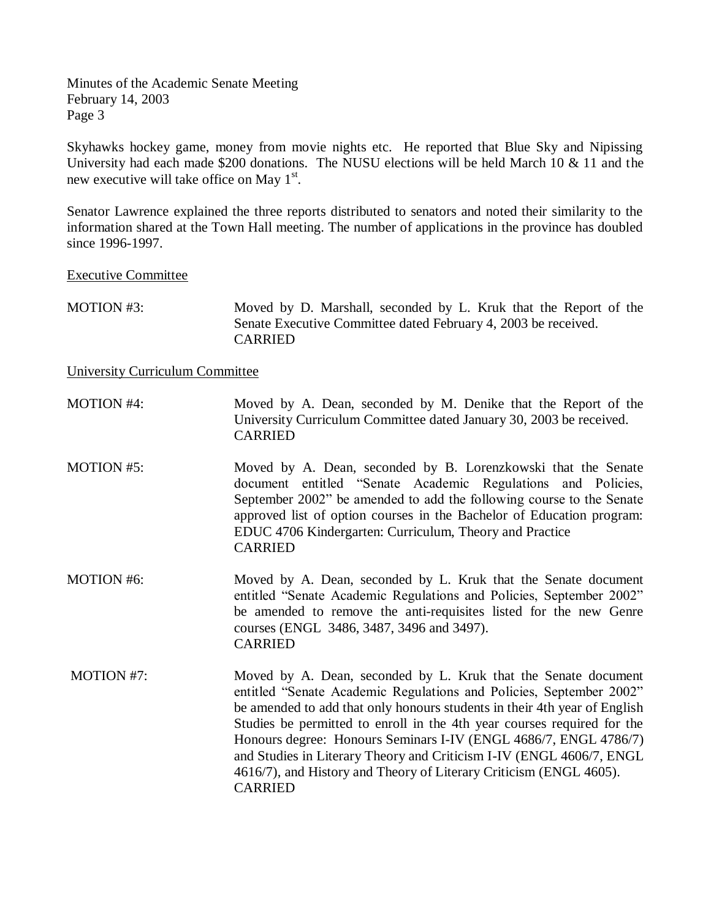Skyhawks hockey game, money from movie nights etc. He reported that Blue Sky and Nipissing University had each made $200 donations. The NUSU elections will be held March 10 & 11 and the new executive will take office on May 1st.

Senator Lawrence explained the three reports distributed to senators and noted their similarity to the information shared at the Town Hall meeting. The number of applications in the province has doubled since 1996-1997.

<u>Executive Committee</u>

MOTION #3: Moved by D. Marshall, seconded by L. Kruk that the Report of the Senate Executive Committee dated February 4, 2003 be received.
CARRIED

<u>University Curriculum Committee</u>

MOTION #4: Moved by A. Dean, seconded by M. Denike that the Report of the University Curriculum Committee dated January 30, 2003 be received.
CARRIED

MOTION #5: Moved by A. Dean, seconded by B. Lorenzkowski that the Senate document entitled "Senate Academic Regulations and Policies, September 2002" be amended to add the following course to the Senate approved list of option courses in the Bachelor of Education program: EDUC 4706 Kindergarten: Curriculum, Theory and Practice
CARRIED

MOTION #6: Moved by A. Dean, seconded by L. Kruk that the Senate document entitled "Senate Academic Regulations and Policies, September 2002" be amended to remove the anti-requisites listed for the new Genre courses (ENGL 3486, 3487, 3496 and 3497).
CARRIED

MOTION #7: Moved by A. Dean, seconded by L. Kruk that the Senate document entitled "Senate Academic Regulations and Policies, September 2002" be amended to add that only honours students in their 4th year of English Studies be permitted to enroll in the 4th year courses required for the Honours degree: Honours Seminars I-IV (ENGL 4686/7, ENGL 4786/7) and Studies in Literary Theory and Criticism I-IV (ENGL 4606/7, ENGL 4616/7), and History and Theory of Literary Criticism (ENGL 4605).
CARRIED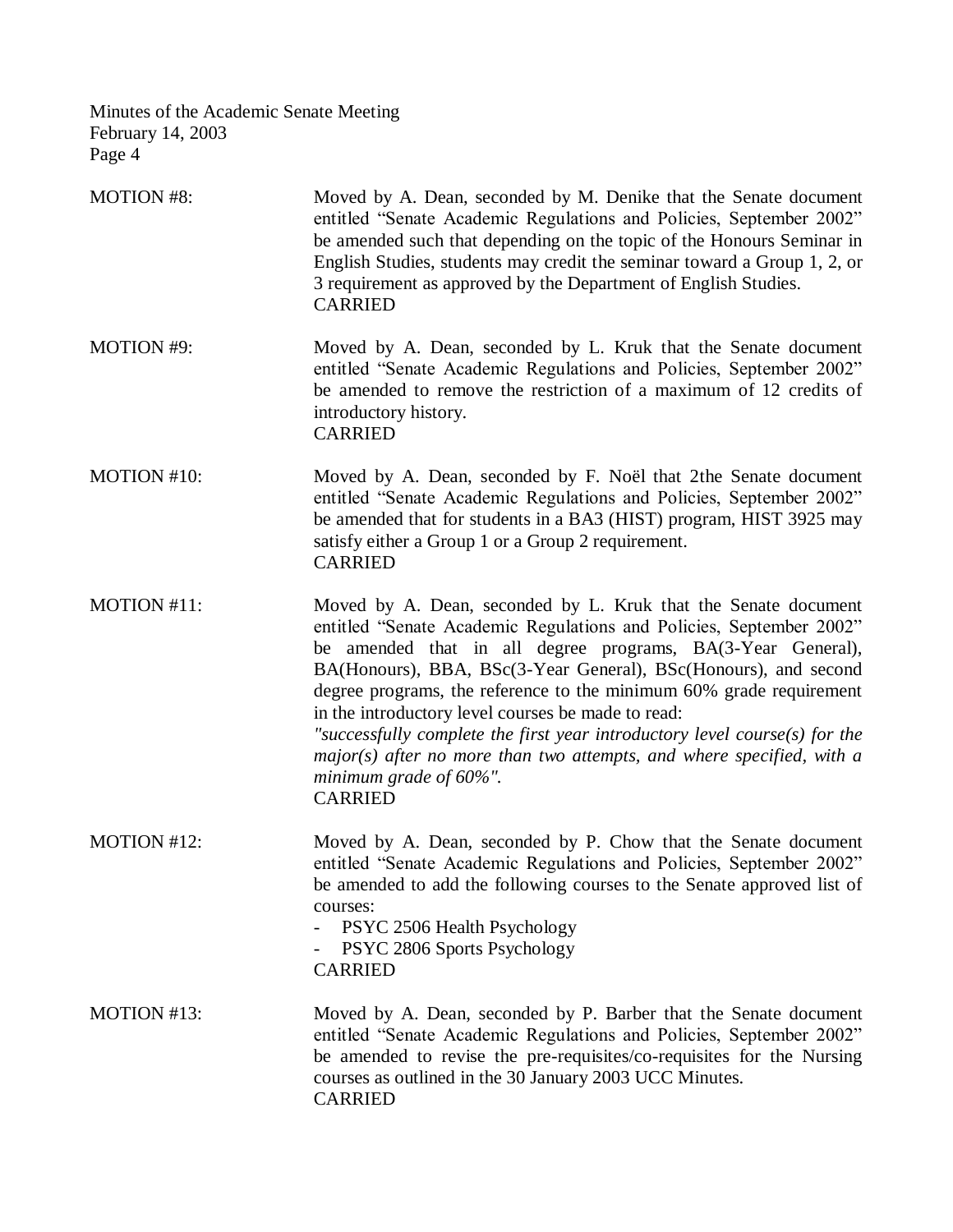MOTION #8: Moved by A. Dean, seconded by M. Denike that the Senate document entitled "Senate Academic Regulations and Policies, September 2002" be amended such that depending on the topic of the Honours Seminar in English Studies, students may credit the seminar toward a Group 1, 2, or 3 requirement as approved by the Department of English Studies.
CARRIED

MOTION #9: Moved by A. Dean, seconded by L. Kruk that the Senate document entitled "Senate Academic Regulations and Policies, September 2002" be amended to remove the restriction of a maximum of 12 credits of introductory history.
CARRIED

MOTION #10: Moved by A. Dean, seconded by F. Noël that 2the Senate document entitled "Senate Academic Regulations and Policies, September 2002" be amended that for students in a BA3 (HIST) program, HIST 3925 may satisfy either a Group 1 or a Group 2 requirement.
CARRIED

MOTION #11: Moved by A. Dean, seconded by L. Kruk that the Senate document entitled "Senate Academic Regulations and Policies, September 2002" be amended that in all degree programs, BA(3-Year General), BA(Honours), BBA, BSc(3-Year General), BSc(Honours), and second degree programs, the reference to the minimum 60% grade requirement in the introductory level courses be made to read:
*"successfully complete the first year introductory level course(s) for the major(s) after no more than two attempts, and where specified, with a minimum grade of 60%".*
CARRIED

MOTION #12: Moved by A. Dean, seconded by P. Chow that the Senate document entitled "Senate Academic Regulations and Policies, September 2002" be amended to add the following courses to the Senate approved list of courses:

- PSYC 2506 Health Psychology
- PSYC 2806 Sports Psychology

CARRIED

MOTION #13: Moved by A. Dean, seconded by P. Barber that the Senate document entitled "Senate Academic Regulations and Policies, September 2002" be amended to revise the pre-requisites/co-requisites for the Nursing courses as outlined in the 30 January 2003 UCC Minutes.
CARRIED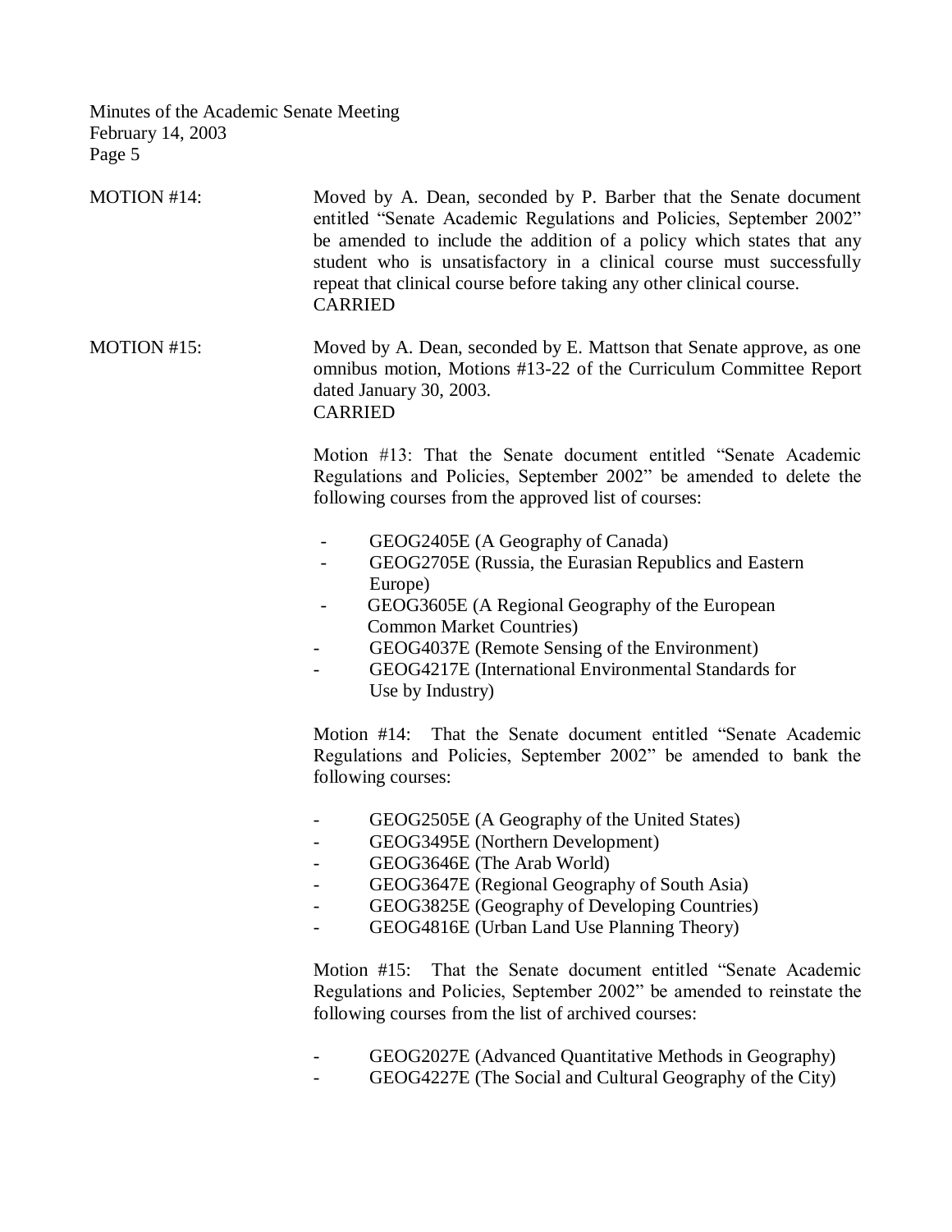MOTION #14: Moved by A. Dean, seconded by P. Barber that the Senate document entitled "Senate Academic Regulations and Policies, September 2002" be amended to include the addition of a policy which states that any student who is unsatisfactory in a clinical course must successfully repeat that clinical course before taking any other clinical course.
CARRIED

MOTION #15: Moved by A. Dean, seconded by E. Mattson that Senate approve, as one omnibus motion, Motions #13-22 of the Curriculum Committee Report dated January 30, 2003.
CARRIED

Motion #13: That the Senate document entitled "Senate Academic Regulations and Policies, September 2002" be amended to delete the following courses from the approved list of courses:

- GEOG2405E (A Geography of Canada)
- GEOG2705E (Russia, the Eurasian Republics and Eastern Europe)
- GEOG3605E (A Regional Geography of the European Common Market Countries)
- GEOG4037E (Remote Sensing of the Environment)
- GEOG4217E (International Environmental Standards for Use by Industry)

Motion #14: That the Senate document entitled "Senate Academic Regulations and Policies, September 2002" be amended to bank the following courses:

- GEOG2505E (A Geography of the United States)
- GEOG3495E (Northern Development)
- GEOG3646E (The Arab World)
- GEOG3647E (Regional Geography of South Asia)
- GEOG3825E (Geography of Developing Countries)
- GEOG4816E (Urban Land Use Planning Theory)

Motion #15: That the Senate document entitled "Senate Academic Regulations and Policies, September 2002" be amended to reinstate the following courses from the list of archived courses:

- GEOG2027E (Advanced Quantitative Methods in Geography)
- GEOG4227E (The Social and Cultural Geography of the City)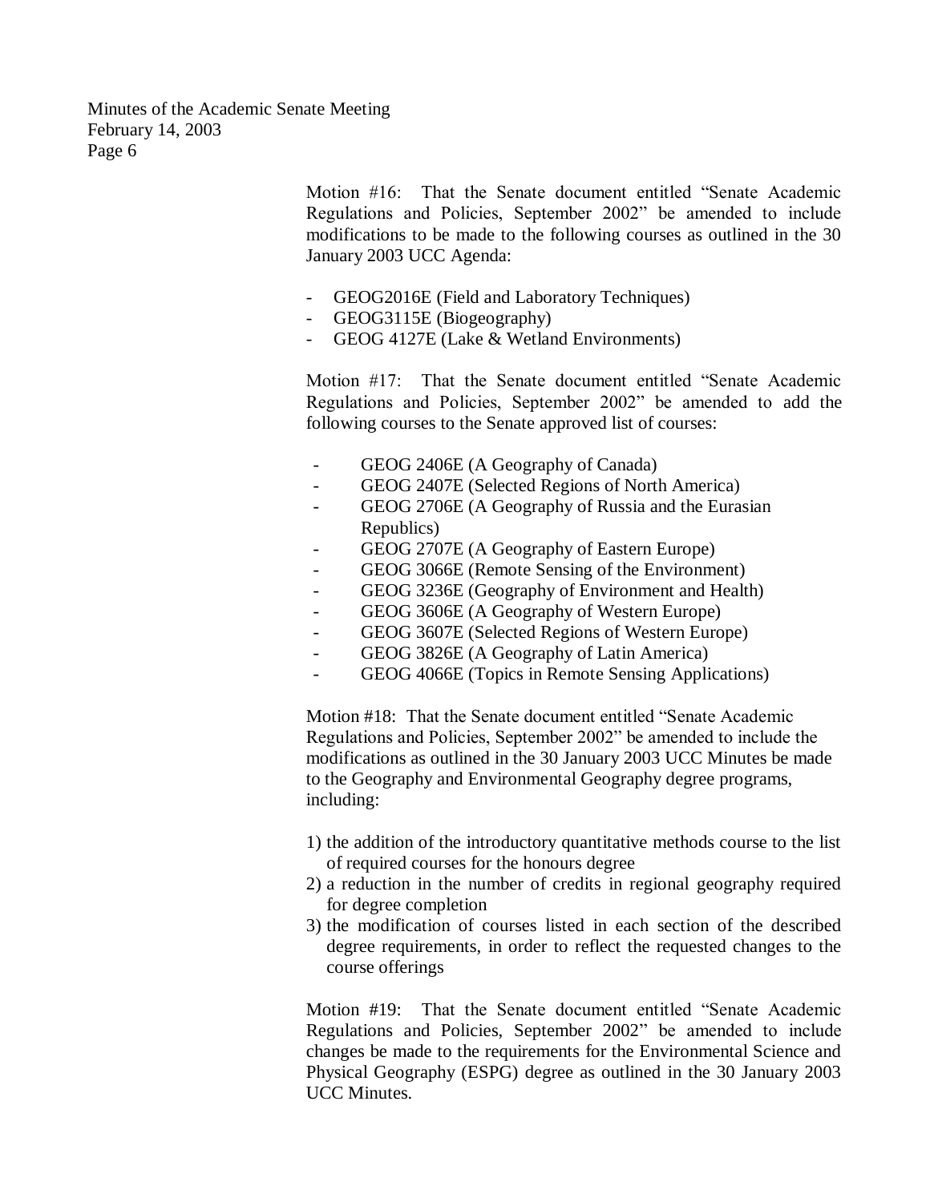Motion #16: That the Senate document entitled "Senate Academic Regulations and Policies, September 2002" be amended to include modifications to be made to the following courses as outlined in the 30 January 2003 UCC Agenda:

- GEOG2016E (Field and Laboratory Techniques)
- GEOG3115E (Biogeography)
- GEOG 4127E (Lake & Wetland Environments)

Motion #17: That the Senate document entitled "Senate Academic Regulations and Policies, September 2002" be amended to add the following courses to the Senate approved list of courses:

- GEOG 2406E (A Geography of Canada)
- GEOG 2407E (Selected Regions of North America)
- GEOG 2706E (A Geography of Russia and the Eurasian Republics)
- GEOG 2707E (A Geography of Eastern Europe)
- GEOG 3066E (Remote Sensing of the Environment)
- GEOG 3236E (Geography of Environment and Health)
- GEOG 3606E (A Geography of Western Europe)
- GEOG 3607E (Selected Regions of Western Europe)
- GEOG 3826E (A Geography of Latin America)
- GEOG 4066E (Topics in Remote Sensing Applications)

Motion #18: That the Senate document entitled "Senate Academic Regulations and Policies, September 2002" be amended to include the modifications as outlined in the 30 January 2003 UCC Minutes be made to the Geography and Environmental Geography degree programs, including:

1) the addition of the introductory quantitative methods course to the list of required courses for the honours degree
2) a reduction in the number of credits in regional geography required for degree completion
3) the modification of courses listed in each section of the described degree requirements, in order to reflect the requested changes to the course offerings

Motion #19: That the Senate document entitled "Senate Academic Regulations and Policies, September 2002" be amended to include changes be made to the requirements for the Environmental Science and Physical Geography (ESPG) degree as outlined in the 30 January 2003 UCC Minutes.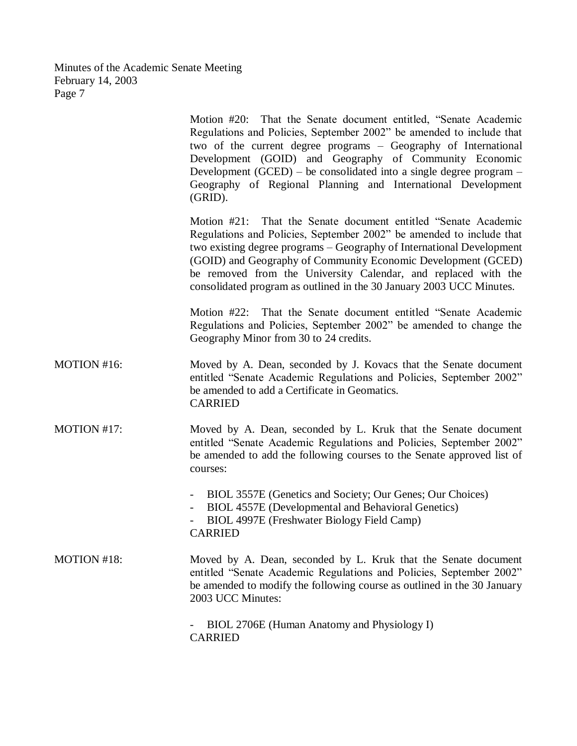Motion #20: That the Senate document entitled, "Senate Academic Regulations and Policies, September 2002" be amended to include that two of the current degree programs – Geography of International Development (GOID) and Geography of Community Economic Development (GCED) – be consolidated into a single degree program – Geography of Regional Planning and International Development (GRID).

Motion #21: That the Senate document entitled "Senate Academic Regulations and Policies, September 2002" be amended to include that two existing degree programs – Geography of International Development (GOID) and Geography of Community Economic Development (GCED) be removed from the University Calendar, and replaced with the consolidated program as outlined in the 30 January 2003 UCC Minutes.

Motion #22: That the Senate document entitled "Senate Academic Regulations and Policies, September 2002" be amended to change the Geography Minor from 30 to 24 credits.

MOTION #16: Moved by A. Dean, seconded by J. Kovacs that the Senate document entitled "Senate Academic Regulations and Policies, September 2002" be amended to add a Certificate in Geomatics.
CARRIED

MOTION #17: Moved by A. Dean, seconded by L. Kruk that the Senate document entitled "Senate Academic Regulations and Policies, September 2002" be amended to add the following courses to the Senate approved list of courses:

- BIOL 3557E (Genetics and Society; Our Genes; Our Choices)
- BIOL 4557E (Developmental and Behavioral Genetics)
- BIOL 4997E (Freshwater Biology Field Camp)

CARRIED

MOTION #18: Moved by A. Dean, seconded by L. Kruk that the Senate document entitled "Senate Academic Regulations and Policies, September 2002" be amended to modify the following course as outlined in the 30 January 2003 UCC Minutes:

- BIOL 2706E (Human Anatomy and Physiology I)

CARRIED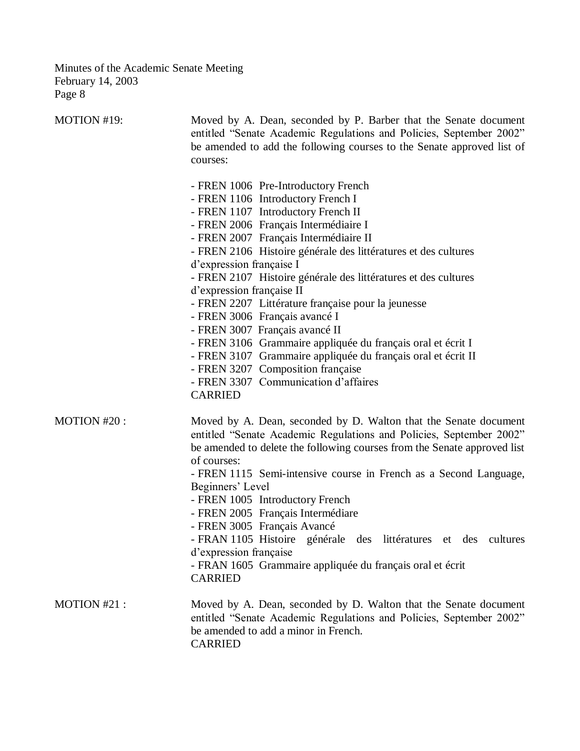MOTION #19: Moved by A. Dean, seconded by P. Barber that the Senate document entitled "Senate Academic Regulations and Policies, September 2002" be amended to add the following courses to the Senate approved list of courses:

- FREN 1006 Pre-Introductory French
- FREN 1106 Introductory French I
- FREN 1107 Introductory French II
- FREN 2006 Français Intermédiaire I
- FREN 2007 Français Intermédiaire II
- FREN 2106 Histoire générale des littératures et des cultures d'expression française I
- FREN 2107 Histoire générale des littératures et des cultures d'expression française II
- FREN 2207 Littérature française pour la jeunesse
- FREN 3006 Français avancé I
- FREN 3007 Français avancé II
- FREN 3106 Grammaire appliquée du français oral et écrit I
- FREN 3107 Grammaire appliquée du français oral et écrit II
- FREN 3207 Composition française
- FREN 3307 Communication d'affaires

CARRIED

MOTION #20 : Moved by A. Dean, seconded by D. Walton that the Senate document entitled "Senate Academic Regulations and Policies, September 2002" be amended to delete the following courses from the Senate approved list of courses:

- FREN 1115 Semi-intensive course in French as a Second Language, Beginners' Level
- FREN 1005 Introductory French
- FREN 2005 Français Intermédiare
- FREN 3005 Français Avancé
- FRAN 1105 Histoire générale des littératures et des cultures d'expression française
- FRAN 1605 Grammaire appliquée du français oral et écrit

CARRIED

MOTION #21 : Moved by A. Dean, seconded by D. Walton that the Senate document entitled "Senate Academic Regulations and Policies, September 2002" be amended to add a minor in French.

CARRIED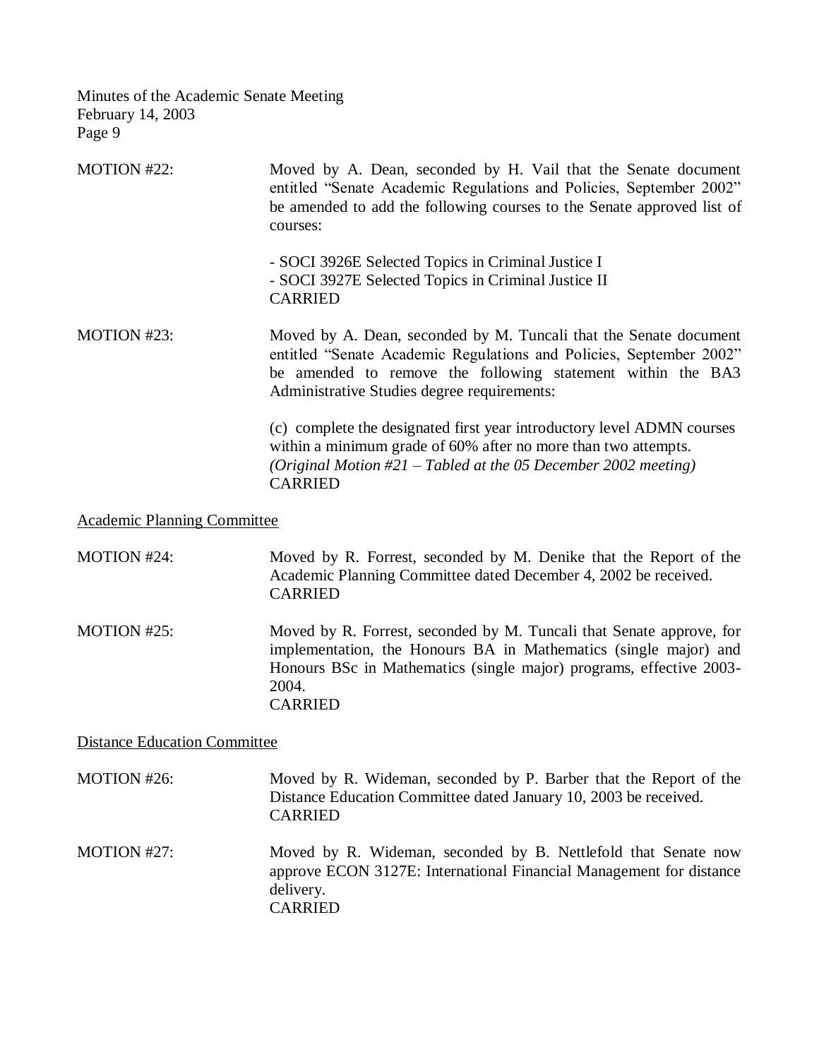MOTION #22: Moved by A. Dean, seconded by H. Vail that the Senate document entitled "Senate Academic Regulations and Policies, September 2002" be amended to add the following courses to the Senate approved list of courses:

- SOCI 3926E Selected Topics in Criminal Justice I
- SOCI 3927E Selected Topics in Criminal Justice II

CARRIED

MOTION #23: Moved by A. Dean, seconded by M. Tuncali that the Senate document entitled "Senate Academic Regulations and Policies, September 2002" be amended to remove the following statement within the BA3 Administrative Studies degree requirements:

(c) complete the designated first year introductory level ADMN courses within a minimum grade of 60% after no more than two attempts.
*(Original Motion #21 – Tabled at the 05 December 2002 meeting)*
CARRIED

<u>Academic Planning Committee</u>

MOTION #24: Moved by R. Forrest, seconded by M. Denike that the Report of the Academic Planning Committee dated December 4, 2002 be received.
CARRIED

MOTION #25: Moved by R. Forrest, seconded by M. Tuncali that Senate approve, for implementation, the Honours BA in Mathematics (single major) and Honours BSc in Mathematics (single major) programs, effective 2003-2004.
CARRIED

<u>Distance Education Committee</u>

MOTION #26: Moved by R. Wideman, seconded by P. Barber that the Report of the Distance Education Committee dated January 10, 2003 be received.
CARRIED

MOTION #27: Moved by R. Wideman, seconded by B. Nettlefold that Senate now approve ECON 3127E: International Financial Management for distance delivery.
CARRIED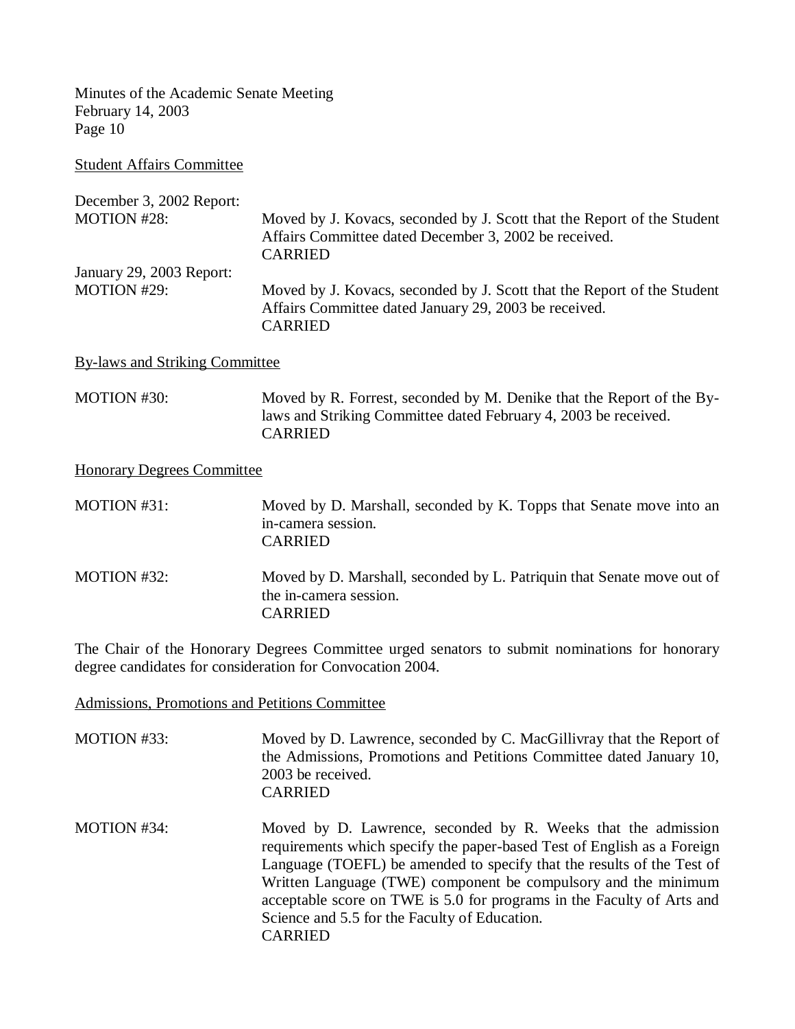Student Affairs Committee

December 3, 2002 Report:

MOTION #28: Moved by J. Kovacs, seconded by J. Scott that the Report of the Student Affairs Committee dated December 3, 2002 be received.
CARRIED

January 29, 2003 Report:

MOTION #29: Moved by J. Kovacs, seconded by J. Scott that the Report of the Student Affairs Committee dated January 29, 2003 be received.
CARRIED

By-laws and Striking Committee

MOTION #30: Moved by R. Forrest, seconded by M. Denike that the Report of the By-laws and Striking Committee dated February 4, 2003 be received.
CARRIED

Honorary Degrees Committee

MOTION #31: Moved by D. Marshall, seconded by K. Topps that Senate move into an in-camera session.
CARRIED

MOTION #32: Moved by D. Marshall, seconded by L. Patriquin that Senate move out of the in-camera session.
CARRIED

The Chair of the Honorary Degrees Committee urged senators to submit nominations for honorary degree candidates for consideration for Convocation 2004.

Admissions, Promotions and Petitions Committee

MOTION #33: Moved by D. Lawrence, seconded by C. MacGillivray that the Report of the Admissions, Promotions and Petitions Committee dated January 10, 2003 be received.
CARRIED

MOTION #34: Moved by D. Lawrence, seconded by R. Weeks that the admission requirements which specify the paper-based Test of English as a Foreign Language (TOEFL) be amended to specify that the results of the Test of Written Language (TWE) component be compulsory and the minimum acceptable score on TWE is 5.0 for programs in the Faculty of Arts and Science and 5.5 for the Faculty of Education.
CARRIED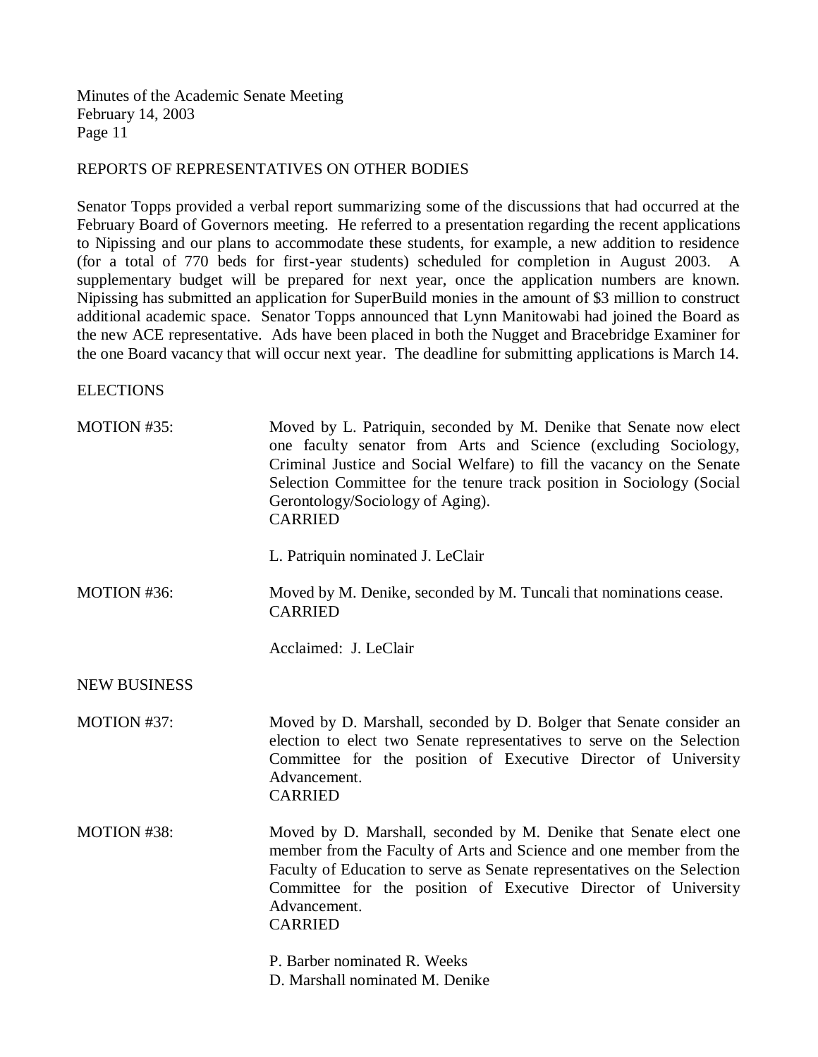## REPORTS OF REPRESENTATIVES ON OTHER BODIES

Senator Topps provided a verbal report summarizing some of the discussions that had occurred at the February Board of Governors meeting. He referred to a presentation regarding the recent applications to Nipissing and our plans to accommodate these students, for example, a new addition to residence (for a total of 770 beds for first-year students) scheduled for completion in August 2003. A supplementary budget will be prepared for next year, once the application numbers are known. Nipissing has submitted an application for SuperBuild monies in the amount of $3 million to construct additional academic space. Senator Topps announced that Lynn Manitowabi had joined the Board as the new ACE representative. Ads have been placed in both the Nugget and Bracebridge Examiner for the one Board vacancy that will occur next year. The deadline for submitting applications is March 14.

## ELECTIONS

MOTION #35: Moved by L. Patriquin, seconded by M. Denike that Senate now elect one faculty senator from Arts and Science (excluding Sociology, Criminal Justice and Social Welfare) to fill the vacancy on the Senate Selection Committee for the tenure track position in Sociology (Social Gerontology/Sociology of Aging).
CARRIED

L. Patriquin nominated J. LeClair

MOTION #36: Moved by M. Denike, seconded by M. Tuncali that nominations cease.
CARRIED

Acclaimed: J. LeClair

## NEW BUSINESS

MOTION #37: Moved by D. Marshall, seconded by D. Bolger that Senate consider an election to elect two Senate representatives to serve on the Selection Committee for the position of Executive Director of University Advancement.
CARRIED

MOTION #38: Moved by D. Marshall, seconded by M. Denike that Senate elect one member from the Faculty of Arts and Science and one member from the Faculty of Education to serve as Senate representatives on the Selection Committee for the position of Executive Director of University Advancement.
CARRIED

P. Barber nominated R. Weeks
D. Marshall nominated M. Denike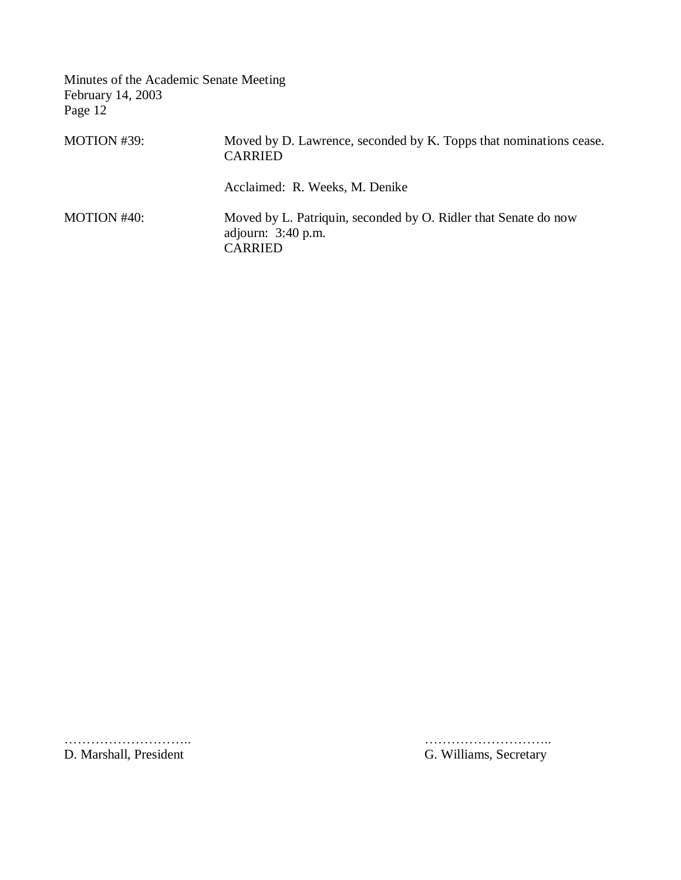MOTION #39: Moved by D. Lawrence, seconded by K. Topps that nominations cease.
CARRIED

Acclaimed: R. Weeks, M. Denike

MOTION #40: Moved by L. Patriquin, seconded by O. Ridler that Senate do now adjourn: 3:40 p.m.
CARRIED

………………………..
D. Marshall, President

………………………..
G. Williams, Secretary